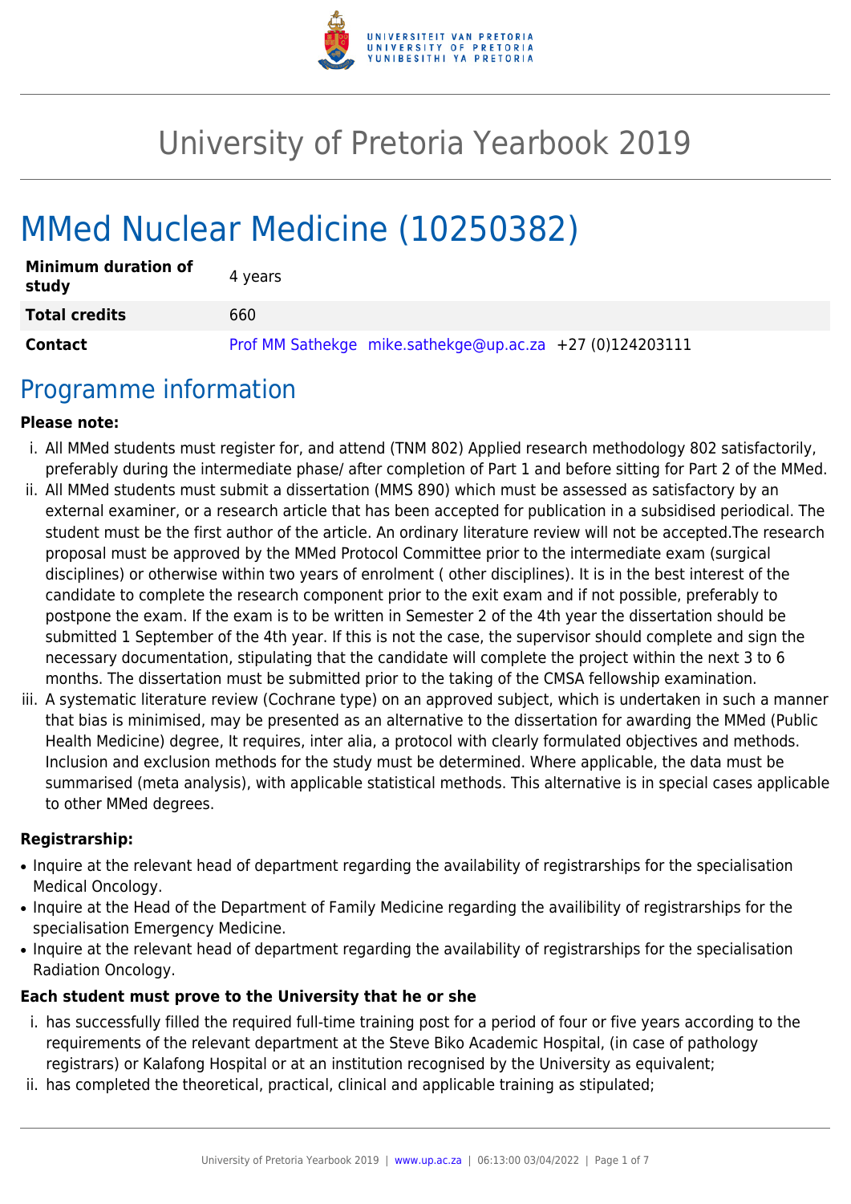# University of Pretoria Yearbook 2019

# MMed Nuclear Medicine (10250382)

| **Minimum duration of study** | 4 years |
|---|---|
| **Total credits** | 660 |
| **Contact** | Prof MM Sathekge mike.sathekge@up.ac.za +27 (0)124203111 |

## Programme information

**Please note:**

i. All MMed students must register for, and attend (TNM 802) Applied research methodology 802 satisfactorily, preferably during the intermediate phase/ after completion of Part 1 and before sitting for Part 2 of the MMed.
ii. All MMed students must submit a dissertation (MMS 890) which must be assessed as satisfactory by an external examiner, or a research article that has been accepted for publication in a subsidised periodical. The student must be the first author of the article. An ordinary literature review will not be accepted.The research proposal must be approved by the MMed Protocol Committee prior to the intermediate exam (surgical disciplines) or otherwise within two years of enrolment ( other disciplines). It is in the best interest of the candidate to complete the research component prior to the exit exam and if not possible, preferably to postpone the exam. If the exam is to be written in Semester 2 of the 4th year the dissertation should be submitted 1 September of the 4th year. If this is not the case, the supervisor should complete and sign the necessary documentation, stipulating that the candidate will complete the project within the next 3 to 6 months. The dissertation must be submitted prior to the taking of the CMSA fellowship examination.
iii. A systematic literature review (Cochrane type) on an approved subject, which is undertaken in such a manner that bias is minimised, may be presented as an alternative to the dissertation for awarding the MMed (Public Health Medicine) degree, It requires, inter alia, a protocol with clearly formulated objectives and methods. Inclusion and exclusion methods for the study must be determined. Where applicable, the data must be summarised (meta analysis), with applicable statistical methods. This alternative is in special cases applicable to other MMed degrees.

**Registrarship:**

- Inquire at the relevant head of department regarding the availability of registrarships for the specialisation Medical Oncology.
- Inquire at the Head of the Department of Family Medicine regarding the availibility of registrarships for the specialisation Emergency Medicine.
- Inquire at the relevant head of department regarding the availability of registrarships for the specialisation Radiation Oncology.

**Each student must prove to the University that he or she**

i. has successfully filled the required full-time training post for a period of four or five years according to the requirements of the relevant department at the Steve Biko Academic Hospital, (in case of pathology registrars) or Kalafong Hospital or at an institution recognised by the University as equivalent;
ii. has completed the theoretical, practical, clinical and applicable training as stipulated;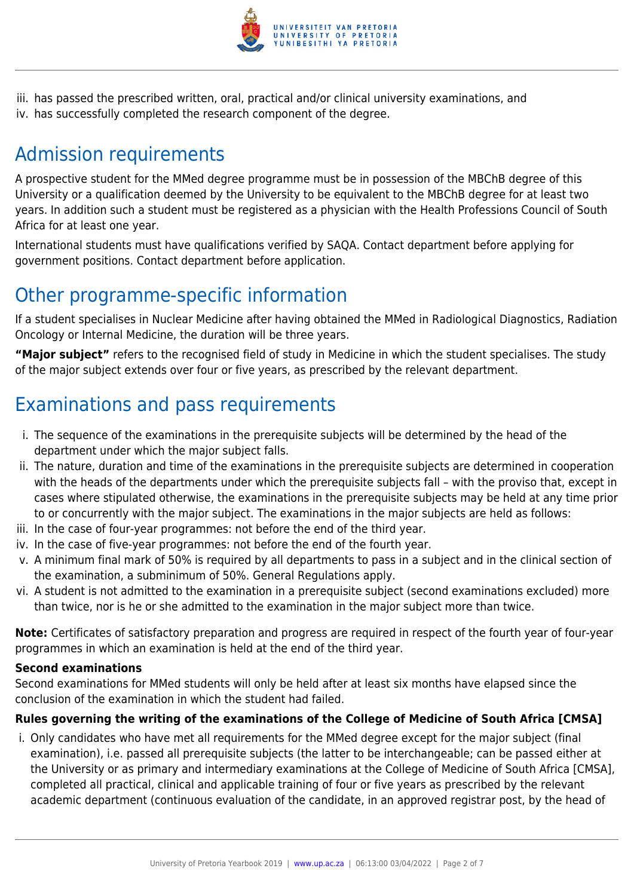iii. has passed the prescribed written, oral, practical and/or clinical university examinations, and
iv. has successfully completed the research component of the degree.

## Admission requirements

A prospective student for the MMed degree programme must be in possession of the MBChB degree of this University or a qualification deemed by the University to be equivalent to the MBChB degree for at least two years. In addition such a student must be registered as a physician with the Health Professions Council of South Africa for at least one year.

International students must have qualifications verified by SAQA. Contact department before applying for government positions. Contact department before application.

## Other programme-specific information

If a student specialises in Nuclear Medicine after having obtained the MMed in Radiological Diagnostics, Radiation Oncology or Internal Medicine, the duration will be three years.

**"Major subject"** refers to the recognised field of study in Medicine in which the student specialises. The study of the major subject extends over four or five years, as prescribed by the relevant department.

## Examinations and pass requirements

i. The sequence of the examinations in the prerequisite subjects will be determined by the head of the department under which the major subject falls.
ii. The nature, duration and time of the examinations in the prerequisite subjects are determined in cooperation with the heads of the departments under which the prerequisite subjects fall – with the proviso that, except in cases where stipulated otherwise, the examinations in the prerequisite subjects may be held at any time prior to or concurrently with the major subject. The examinations in the major subjects are held as follows:
iii. In the case of four-year programmes: not before the end of the third year.
iv. In the case of five-year programmes: not before the end of the fourth year.
v. A minimum final mark of 50% is required by all departments to pass in a subject and in the clinical section of the examination, a subminimum of 50%. General Regulations apply.
vi. A student is not admitted to the examination in a prerequisite subject (second examinations excluded) more than twice, nor is he or she admitted to the examination in the major subject more than twice.

**Note:** Certificates of satisfactory preparation and progress are required in respect of the fourth year of four-year programmes in which an examination is held at the end of the third year.

**Second examinations**

Second examinations for MMed students will only be held after at least six months have elapsed since the conclusion of the examination in which the student had failed.

**Rules governing the writing of the examinations of the College of Medicine of South Africa [CMSA]**

i. Only candidates who have met all requirements for the MMed degree except for the major subject (final examination), i.e. passed all prerequisite subjects (the latter to be interchangeable; can be passed either at the University or as primary and intermediary examinations at the College of Medicine of South Africa [CMSA], completed all practical, clinical and applicable training of four or five years as prescribed by the relevant academic department (continuous evaluation of the candidate, in an approved registrar post, by the head of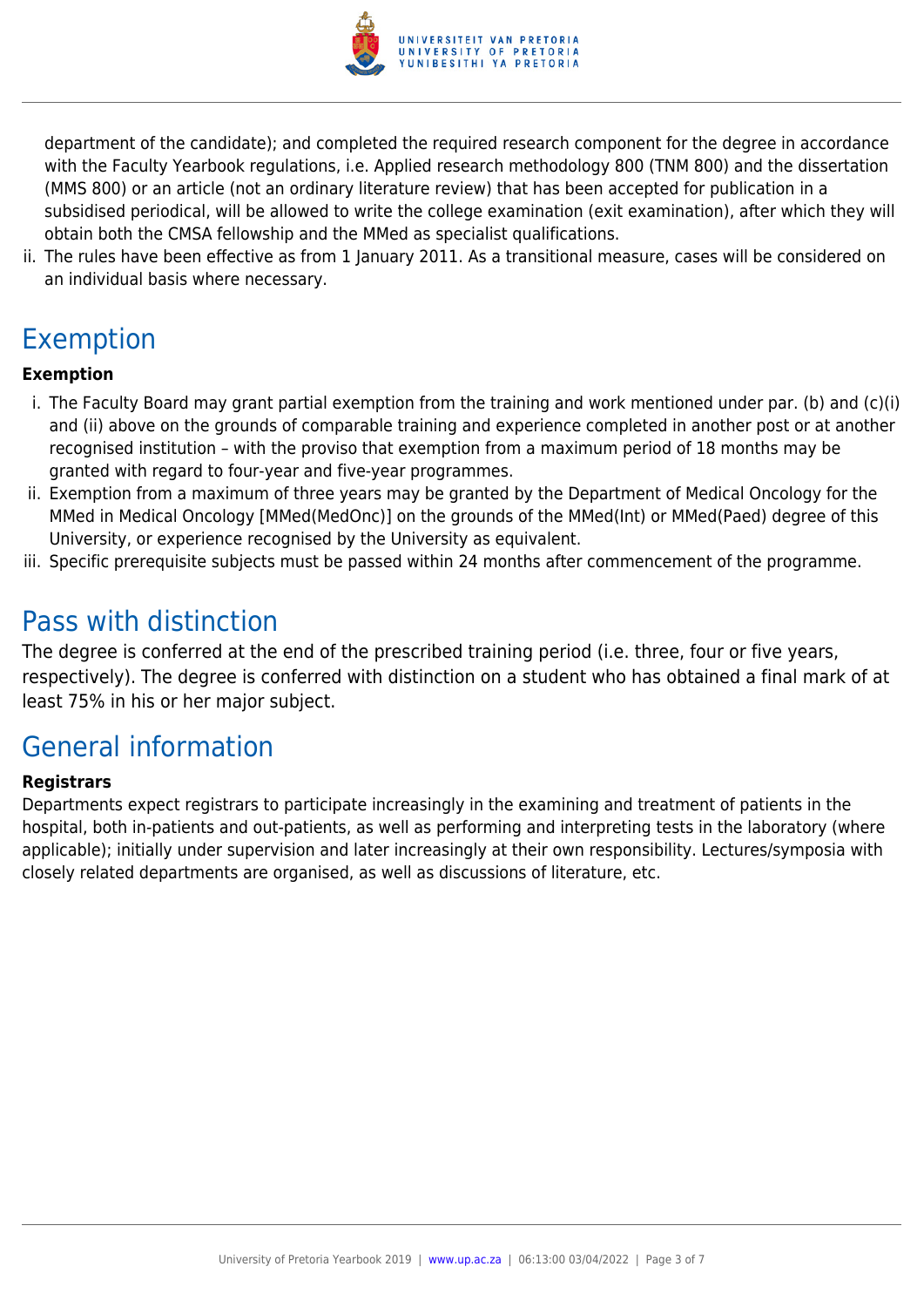department of the candidate); and completed the required research component for the degree in accordance with the Faculty Yearbook regulations, i.e. Applied research methodology 800 (TNM 800) and the dissertation (MMS 800) or an article (not an ordinary literature review) that has been accepted for publication in a subsidised periodical, will be allowed to write the college examination (exit examination), after which they will obtain both the CMSA fellowship and the MMed as specialist qualifications.

ii. The rules have been effective as from 1 January 2011. As a transitional measure, cases will be considered on an individual basis where necessary.

## Exemption

**Exemption**

i. The Faculty Board may grant partial exemption from the training and work mentioned under par. (b) and (c)(i) and (ii) above on the grounds of comparable training and experience completed in another post or at another recognised institution – with the proviso that exemption from a maximum period of 18 months may be granted with regard to four-year and five-year programmes.
ii. Exemption from a maximum of three years may be granted by the Department of Medical Oncology for the MMed in Medical Oncology [MMed(MedOnc)] on the grounds of the MMed(Int) or MMed(Paed) degree of this University, or experience recognised by the University as equivalent.
iii. Specific prerequisite subjects must be passed within 24 months after commencement of the programme.

## Pass with distinction

The degree is conferred at the end of the prescribed training period (i.e. three, four or five years, respectively). The degree is conferred with distinction on a student who has obtained a final mark of at least 75% in his or her major subject.

## General information

**Registrars**

Departments expect registrars to participate increasingly in the examining and treatment of patients in the hospital, both in-patients and out-patients, as well as performing and interpreting tests in the laboratory (where applicable); initially under supervision and later increasingly at their own responsibility. Lectures/symposia with closely related departments are organised, as well as discussions of literature, etc.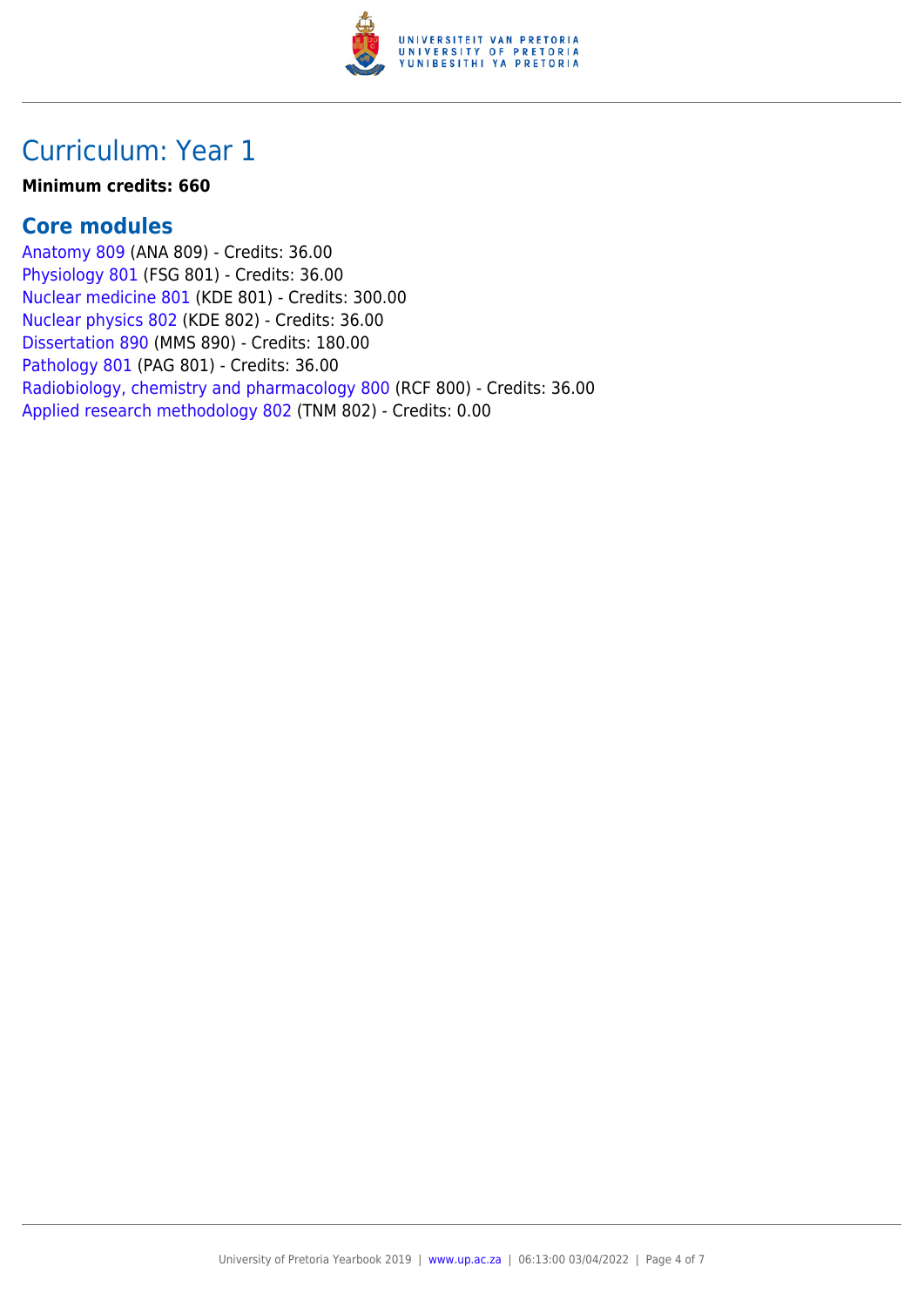# Curriculum: Year 1

**Minimum credits: 660**

## Core modules

Anatomy 809 (ANA 809) - Credits: 36.00
Physiology 801 (FSG 801) - Credits: 36.00
Nuclear medicine 801 (KDE 801) - Credits: 300.00
Nuclear physics 802 (KDE 802) - Credits: 36.00
Dissertation 890 (MMS 890) - Credits: 180.00
Pathology 801 (PAG 801) - Credits: 36.00
Radiobiology, chemistry and pharmacology 800 (RCF 800) - Credits: 36.00
Applied research methodology 802 (TNM 802) - Credits: 0.00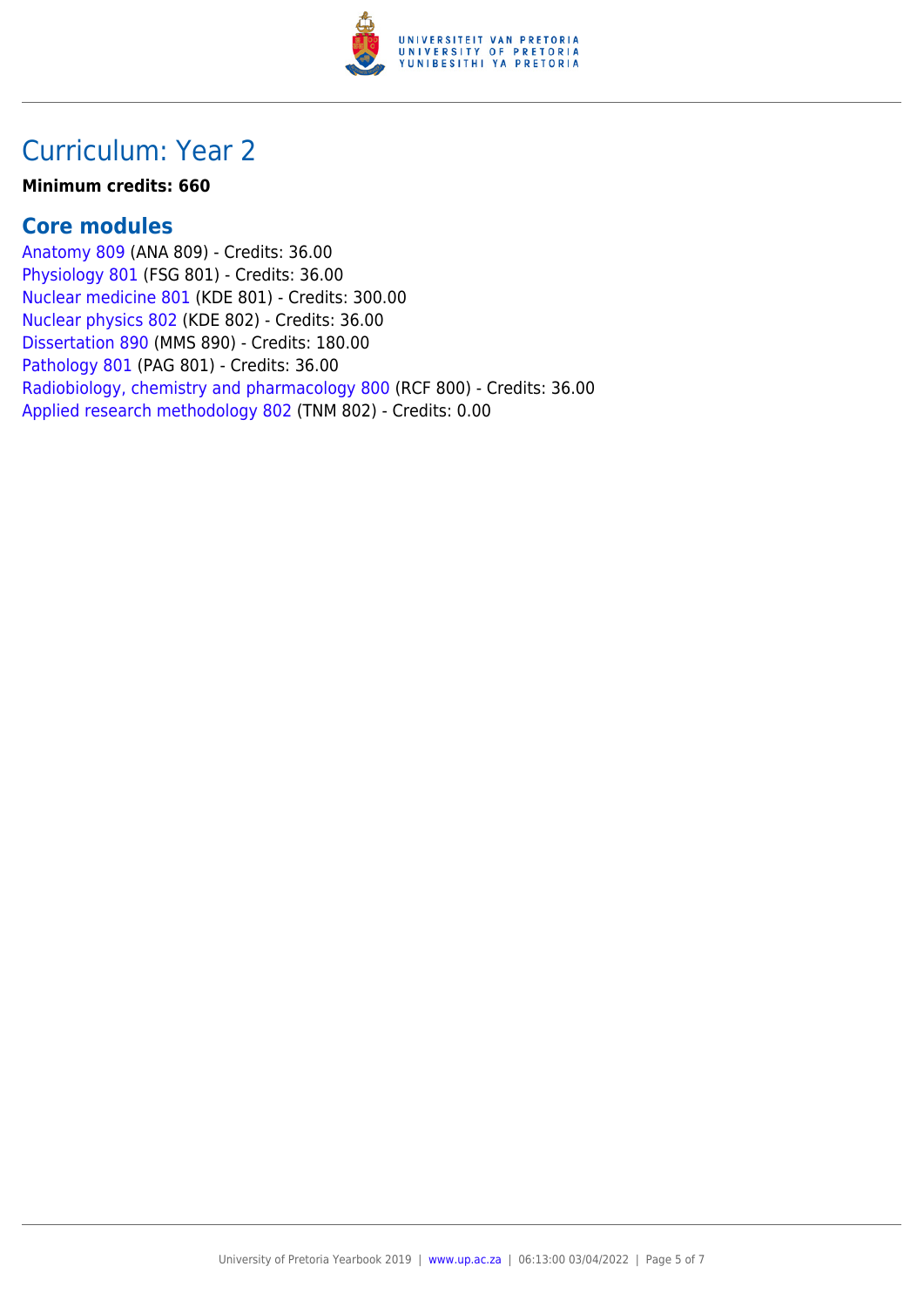# Curriculum: Year 2

**Minimum credits: 660**

## Core modules

Anatomy 809 (ANA 809) - Credits: 36.00
Physiology 801 (FSG 801) - Credits: 36.00
Nuclear medicine 801 (KDE 801) - Credits: 300.00
Nuclear physics 802 (KDE 802) - Credits: 36.00
Dissertation 890 (MMS 890) - Credits: 180.00
Pathology 801 (PAG 801) - Credits: 36.00
Radiobiology, chemistry and pharmacology 800 (RCF 800) - Credits: 36.00
Applied research methodology 802 (TNM 802) - Credits: 0.00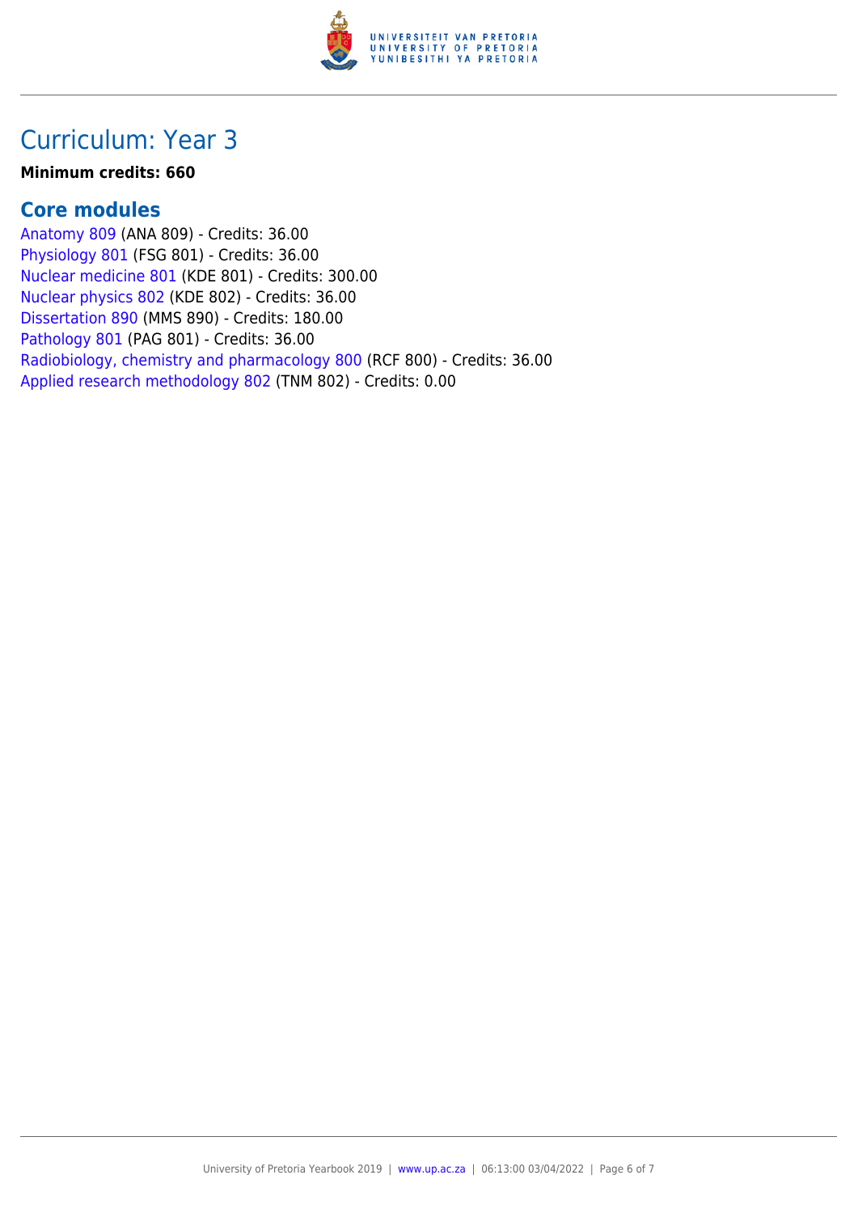# Curriculum: Year 3

**Minimum credits: 660**

## Core modules

Anatomy 809 (ANA 809) - Credits: 36.00
Physiology 801 (FSG 801) - Credits: 36.00
Nuclear medicine 801 (KDE 801) - Credits: 300.00
Nuclear physics 802 (KDE 802) - Credits: 36.00
Dissertation 890 (MMS 890) - Credits: 180.00
Pathology 801 (PAG 801) - Credits: 36.00
Radiobiology, chemistry and pharmacology 800 (RCF 800) - Credits: 36.00
Applied research methodology 802 (TNM 802) - Credits: 0.00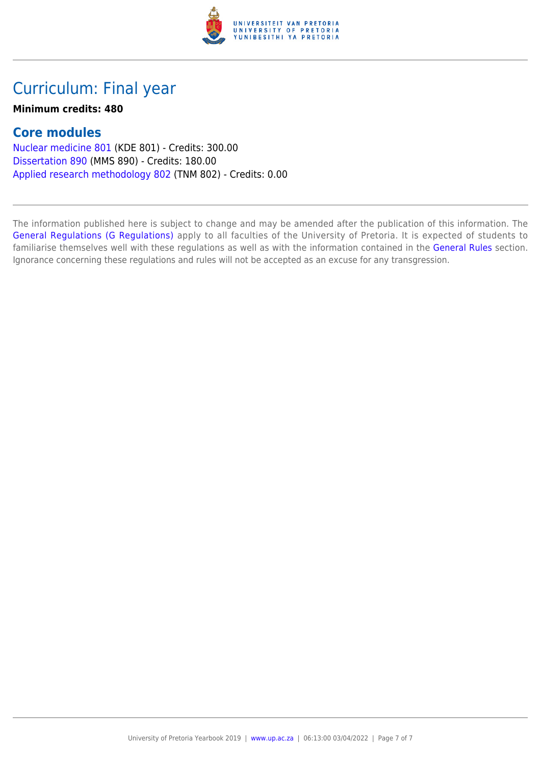# Curriculum: Final year

**Minimum credits: 480**

## Core modules

Nuclear medicine 801 (KDE 801) - Credits: 300.00
Dissertation 890 (MMS 890) - Credits: 180.00
Applied research methodology 802 (TNM 802) - Credits: 0.00

The information published here is subject to change and may be amended after the publication of this information. The General Regulations (G Regulations) apply to all faculties of the University of Pretoria. It is expected of students to familiarise themselves well with these regulations as well as with the information contained in the General Rules section. Ignorance concerning these regulations and rules will not be accepted as an excuse for any transgression.